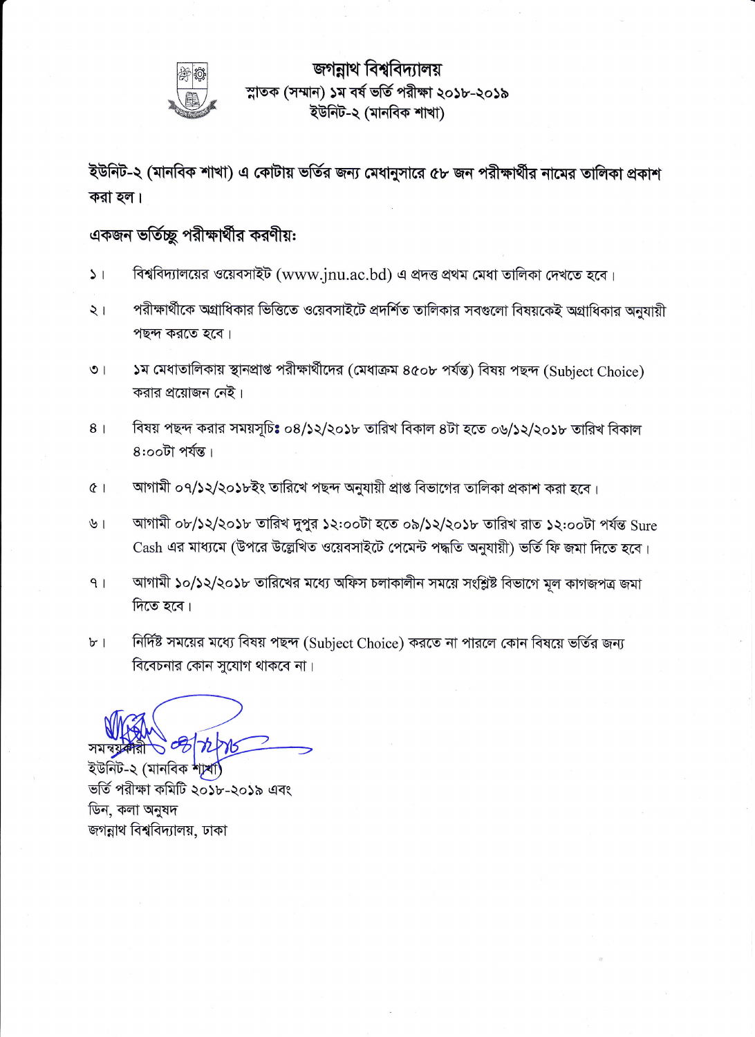# জগন্নাথ বিশ্ববিদ্যালয়

## স্নাতক (সম্মান) ১ম বর্ষ ভর্তি পরীক্ষা ২০১৮-২০১৯

## ইউনিট-২ (মানবিক শাখা)

**ইউনিট-২ (মানবিক শাখা) এ কোটায় ভর্তির জন্য মেধানুসারে ৫৮ জন পরীক্ষার্থীর নামের তালিকা প্রকাশ করা হল।**

**একজন ভর্তিচ্ছু পরীক্ষার্থীর করণীয়:**

১। বিশ্ববিদ্যালয়ের ওয়েবসাইট (www.jnu.ac.bd) এ প্রদত্ত প্রথম মেধা তালিকা দেখতে হবে।

২। পরীক্ষার্থীকে অগ্রাধিকার ভিত্তিতে ওয়েবসাইটে প্রদর্শিত তালিকার সবগুলো বিষয়কেই অগ্রাধিকার অনুযায়ী পছন্দ করতে হবে।

৩। ১ম মেধাতালিকায় স্থানপ্রাপ্ত পরীক্ষার্থীদের (মেধাক্রম ৪৫০৮ পর্যন্ত) বিষয় পছন্দ (Subject Choice) করার প্রয়োজন নেই।

৪। বিষয় পছন্দ করার সময়সূচি**:** ০৪/১২/২০১৮ তারিখ বিকাল ৪টা হতে ০৬/১২/২০১৮ তারিখ বিকাল ৪:০০টা পর্যন্ত।

৫। আগামী ০৭/১২/২০১৮ইং তারিখে পছন্দ অনুযায়ী প্রাপ্ত বিভাগের তালিকা প্রকাশ করা হবে।

৬। আগামী ০৮/১২/২০১৮ তারিখ দুপুর ১২:০০টা হতে ০৯/১২/২০১৮ তারিখ রাত ১২:০০টা পর্যন্ত Sure Cash এর মাধ্যমে (উপরে উল্লেখিত ওয়েবসাইটে পেমেন্ট পদ্ধতি অনুযায়ী) ভর্তি ফি জমা দিতে হবে।

৭। আগামী ১০/১২/২০১৮ তারিখের মধ্যে অফিস চলাকালীন সময়ে সংশ্লিষ্ট বিভাগে মূল কাগজপত্র জমা দিতে হবে।

৮। নির্দিষ্ট সময়ের মধ্যে বিষয় পছন্দ (Subject Choice) করতে না পারলে কোন বিষয়ে ভর্তির জন্য বিবেচনার কোন সুযোগ থাকবে না।

০৪/১২/১৮

সমন্বয়কারী
ইউনিট-২ (মানবিক শাখা)
ভর্তি পরীক্ষা কমিটি ২০১৮-২০১৯ এবং
ডিন, কলা অনুষদ
জগন্নাথ বিশ্ববিদ্যালয়, ঢাকা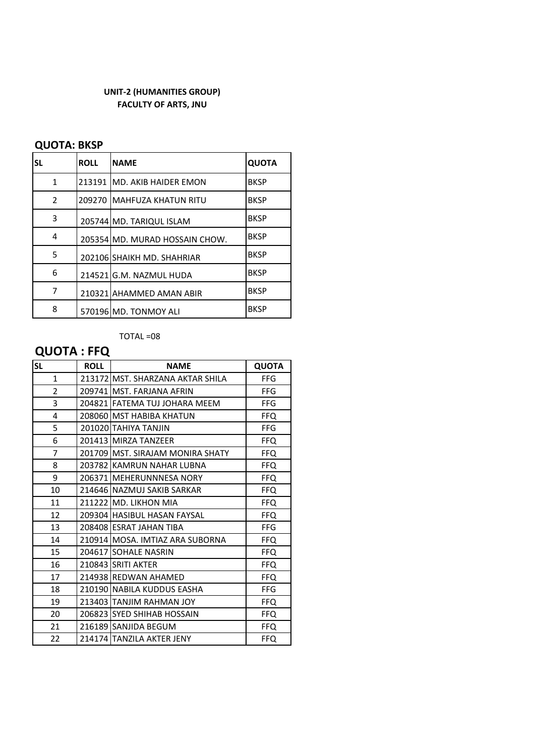**UNIT-2 (HUMANITIES GROUP)**
**FACULTY OF ARTS, JNU**

## QUOTA: BKSP

| SL | ROLL | NAME | QUOTA |
|---|---|---|---|
| 1 | 213191 | MD. AKIB HAIDER EMON | BKSP |
| 2 | 209270 | MAHFUZA KHATUN RITU | BKSP |
| 3 | 205744 | MD. TARIQUL ISLAM | BKSP |
| 4 | 205354 | MD. MURAD HOSSAIN CHOW. | BKSP |
| 5 | 202106 | SHAIKH MD. SHAHRIAR | BKSP |
| 6 | 214521 | G.M. NAZMUL HUDA | BKSP |
| 7 | 210321 | AHAMMED AMAN ABIR | BKSP |
| 8 | 570196 | MD. TONMOY ALI | BKSP |

TOTAL =08

## QUOTA : FFQ

| SL | ROLL | NAME | QUOTA |
|---|---|---|---|
| 1 | 213172 | MST. SHARZANA AKTAR SHILA | FFG |
| 2 | 209741 | MST. FARJANA AFRIN | FFG |
| 3 | 204821 | FATEMA TUJ JOHARA MEEM | FFG |
| 4 | 208060 | MST HABIBA KHATUN | FFQ |
| 5 | 201020 | TAHIYA TANJIN | FFG |
| 6 | 201413 | MIRZA TANZEER | FFQ |
| 7 | 201709 | MST. SIRAJAM MONIRA SHATY | FFQ |
| 8 | 203782 | KAMRUN NAHAR LUBNA | FFQ |
| 9 | 206371 | MEHERUNNNESA NORY | FFQ |
| 10 | 214646 | NAZMUJ SAKIB SARKAR | FFQ |
| 11 | 211222 | MD. LIKHON MIA | FFQ |
| 12 | 209304 | HASIBUL HASAN FAYSAL | FFQ |
| 13 | 208408 | ESRAT JAHAN TIBA | FFG |
| 14 | 210914 | MOSA. IMTIAZ ARA SUBORNA | FFQ |
| 15 | 204617 | SOHALE NASRIN | FFQ |
| 16 | 210843 | SRITI AKTER | FFQ |
| 17 | 214938 | REDWAN AHAMED | FFQ |
| 18 | 210190 | NABILA KUDDUS EASHA | FFG |
| 19 | 213403 | TANJIM RAHMAN JOY | FFQ |
| 20 | 206823 | SYED SHIHAB HOSSAIN | FFQ |
| 21 | 216189 | SANJIDA BEGUM | FFQ |
| 22 | 214174 | TANZILA AKTER JENY | FFQ |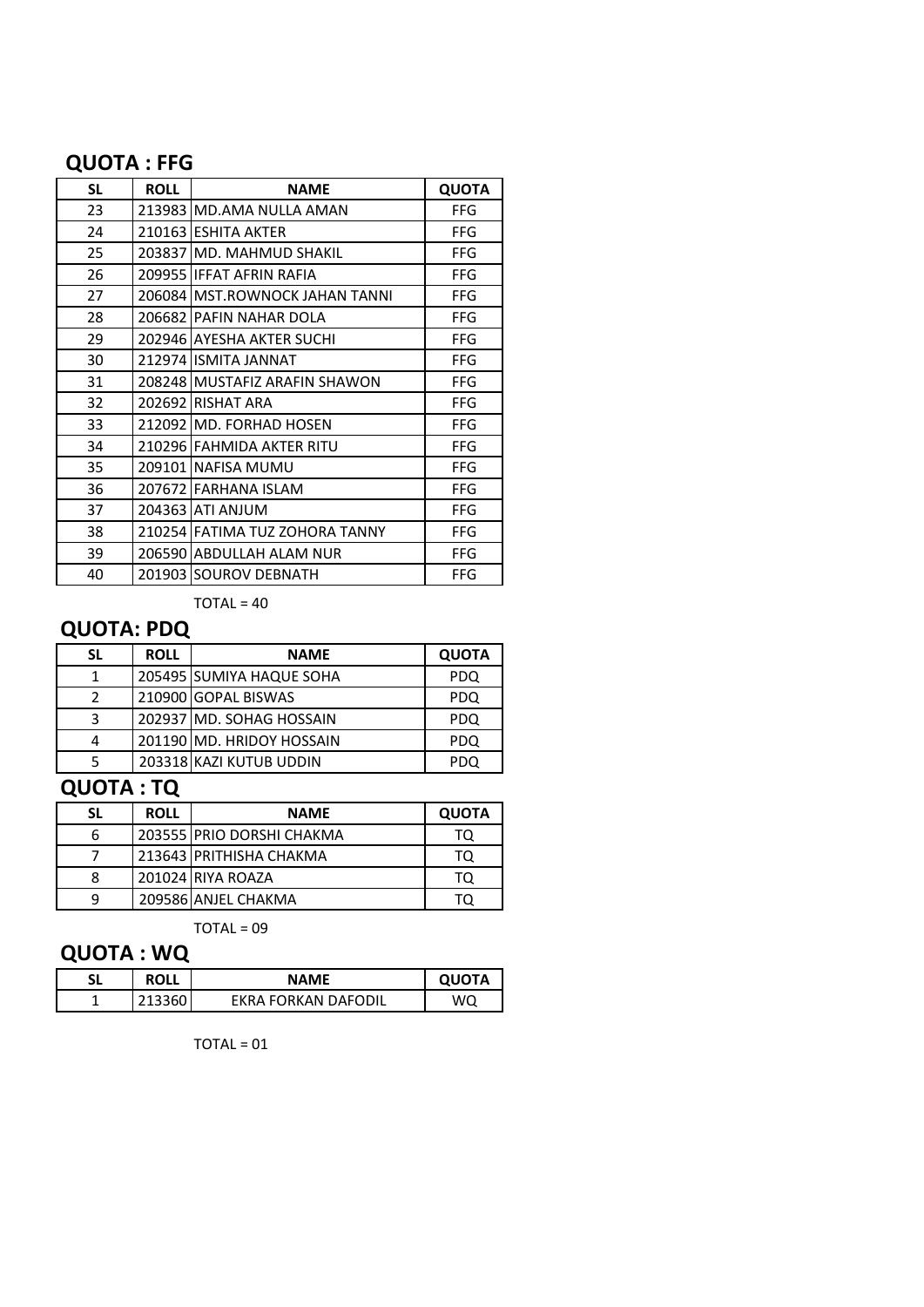## QUOTA : FFG

| SL | ROLL | NAME | QUOTA |
|---|---|---|---|
| 23 | 213983 | MD.AMA NULLA AMAN | FFG |
| 24 | 210163 | ESHITA AKTER | FFG |
| 25 | 203837 | MD. MAHMUD SHAKIL | FFG |
| 26 | 209955 | IFFAT AFRIN RAFIA | FFG |
| 27 | 206084 | MST.ROWNOCK JAHAN TANNI | FFG |
| 28 | 206682 | PAFIN NAHAR DOLA | FFG |
| 29 | 202946 | AYESHA AKTER SUCHI | FFG |
| 30 | 212974 | ISMITA JANNAT | FFG |
| 31 | 208248 | MUSTAFIZ ARAFIN SHAWON | FFG |
| 32 | 202692 | RISHAT ARA | FFG |
| 33 | 212092 | MD. FORHAD HOSEN | FFG |
| 34 | 210296 | FAHMIDA AKTER RITU | FFG |
| 35 | 209101 | NAFISA MUMU | FFG |
| 36 | 207672 | FARHANA ISLAM | FFG |
| 37 | 204363 | ATI ANJUM | FFG |
| 38 | 210254 | FATIMA TUZ ZOHORA TANNY | FFG |
| 39 | 206590 | ABDULLAH ALAM NUR | FFG |
| 40 | 201903 | SOUROV DEBNATH | FFG |

TOTAL = 40

## QUOTA: PDQ

| SL | ROLL | NAME | QUOTA |
|---|---|---|---|
| 1 | 205495 | SUMIYA HAQUE SOHA | PDQ |
| 2 | 210900 | GOPAL BISWAS | PDQ |
| 3 | 202937 | MD. SOHAG HOSSAIN | PDQ |
| 4 | 201190 | MD. HRIDOY HOSSAIN | PDQ |
| 5 | 203318 | KAZI KUTUB UDDIN | PDQ |

## QUOTA : TQ

| SL | ROLL | NAME | QUOTA |
|---|---|---|---|
| 6 | 203555 | PRIO DORSHI CHAKMA | TQ |
| 7 | 213643 | PRITHISHA CHAKMA | TQ |
| 8 | 201024 | RIYA ROAZA | TQ |
| 9 | 209586 | ANJEL CHAKMA | TQ |

TOTAL = 09

## QUOTA : WQ

| SL | ROLL | NAME | QUOTA |
|---|---|---|---|
| 1 | 213360 | EKRA FORKAN DAFODIL | WQ |

TOTAL = 01